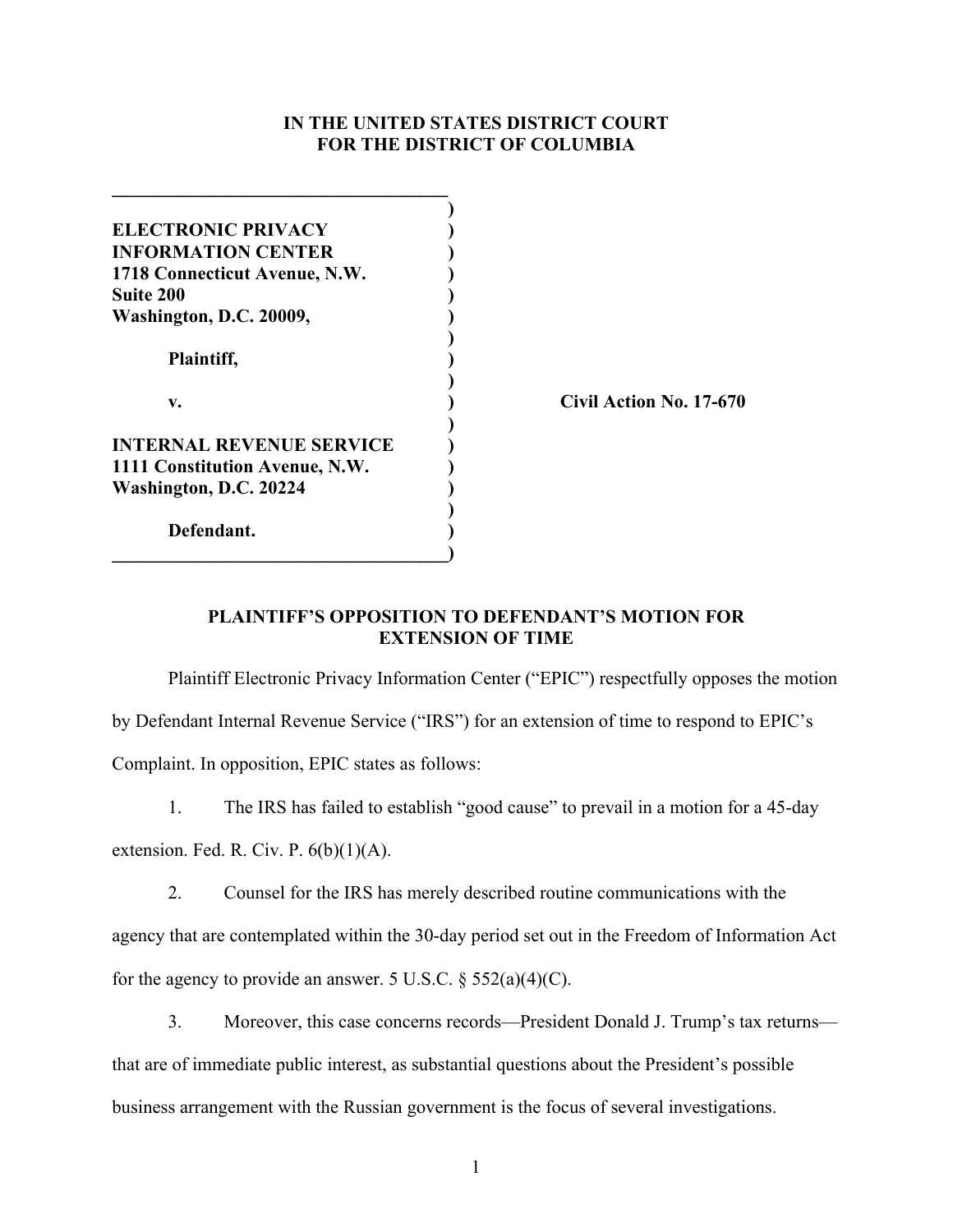**IN THE UNITED STATES DISTRICT COURT**
**FOR THE DISTRICT OF COLUMBIA**

**ELECTRONIC PRIVACY INFORMATION CENTER**
**1718 Connecticut Avenue, N.W.**
**Suite 200**
**Washington, D.C. 20009,**

**Plaintiff,**

**v.**

**INTERNAL REVENUE SERVICE**
**1111 Constitution Avenue, N.W.**
**Washington, D.C. 20224**

**Defendant.**

**Civil Action No. 17-670**

## PLAINTIFF'S OPPOSITION TO DEFENDANT'S MOTION FOR EXTENSION OF TIME

Plaintiff Electronic Privacy Information Center ("EPIC") respectfully opposes the motion by Defendant Internal Revenue Service ("IRS") for an extension of time to respond to EPIC's Complaint. In opposition, EPIC states as follows:

1. The IRS has failed to establish "good cause" to prevail in a motion for a 45-day extension. Fed. R. Civ. P. 6(b)(1)(A).

2. Counsel for the IRS has merely described routine communications with the agency that are contemplated within the 30-day period set out in the Freedom of Information Act for the agency to provide an answer. 5 U.S.C. § 552(a)(4)(C).

3. Moreover, this case concerns records—President Donald J. Trump's tax returns—that are of immediate public interest, as substantial questions about the President's possible business arrangement with the Russian government is the focus of several investigations.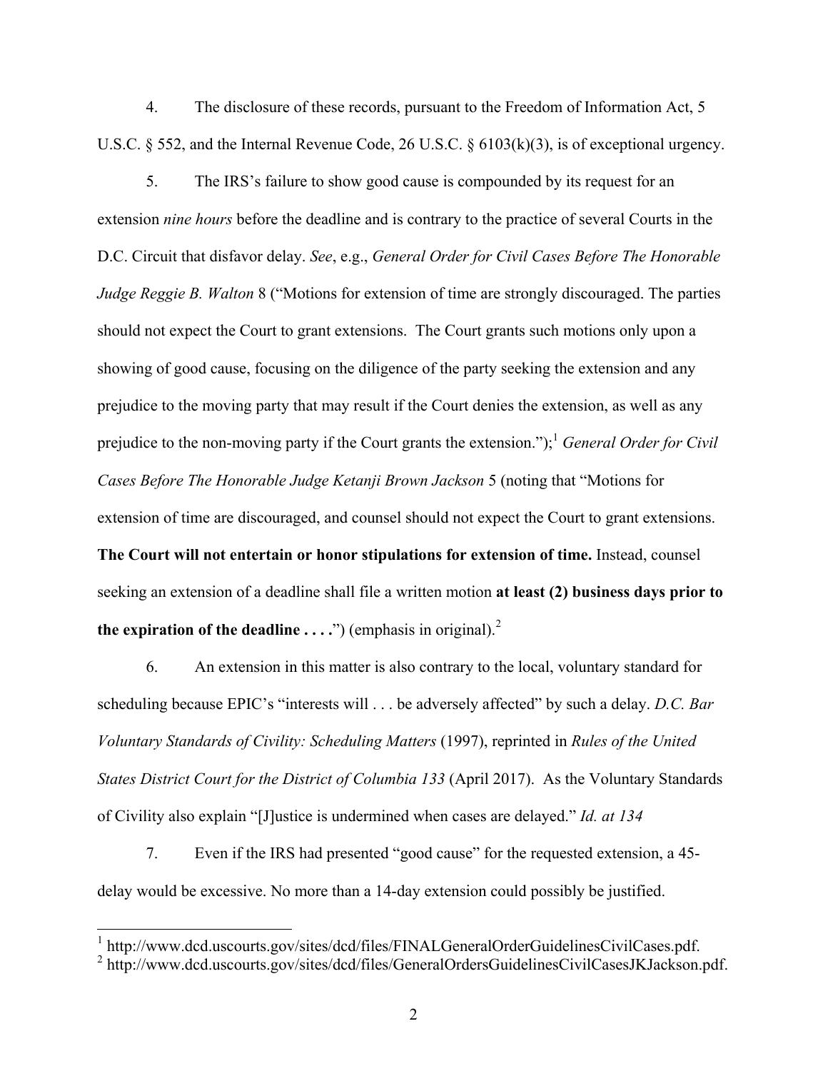4. The disclosure of these records, pursuant to the Freedom of Information Act, 5 U.S.C. § 552, and the Internal Revenue Code, 26 U.S.C. § 6103(k)(3), is of exceptional urgency.

5. The IRS's failure to show good cause is compounded by its request for an extension *nine hours* before the deadline and is contrary to the practice of several Courts in the D.C. Circuit that disfavor delay. *See*, e.g., *General Order for Civil Cases Before The Honorable Judge Reggie B. Walton* 8 ("Motions for extension of time are strongly discouraged. The parties should not expect the Court to grant extensions. The Court grants such motions only upon a showing of good cause, focusing on the diligence of the party seeking the extension and any prejudice to the moving party that may result if the Court denies the extension, as well as any prejudice to the non-moving party if the Court grants the extension.");[1] *General Order for Civil Cases Before The Honorable Judge Ketanji Brown Jackson* 5 (noting that "Motions for extension of time are discouraged, and counsel should not expect the Court to grant extensions. **The Court will not entertain or honor stipulations for extension of time.** Instead, counsel seeking an extension of a deadline shall file a written motion **at least (2) business days prior to the expiration of the deadline . . . .**") (emphasis in original).[2]

6. An extension in this matter is also contrary to the local, voluntary standard for scheduling because EPIC's "interests will . . . be adversely affected" by such a delay. *D.C. Bar Voluntary Standards of Civility: Scheduling Matters* (1997), reprinted in *Rules of the United States District Court for the District of Columbia 133* (April 2017). As the Voluntary Standards of Civility also explain "[J]ustice is undermined when cases are delayed." *Id. at 134*

7. Even if the IRS had presented "good cause" for the requested extension, a 45-delay would be excessive. No more than a 14-day extension could possibly be justified.

---

[1] http://www.dcd.uscourts.gov/sites/dcd/files/FINALGeneralOrderGuidelinesCivilCases.pdf.

[2] http://www.dcd.uscourts.gov/sites/dcd/files/GeneralOrdersGuidelinesCivilCasesJKJackson.pdf.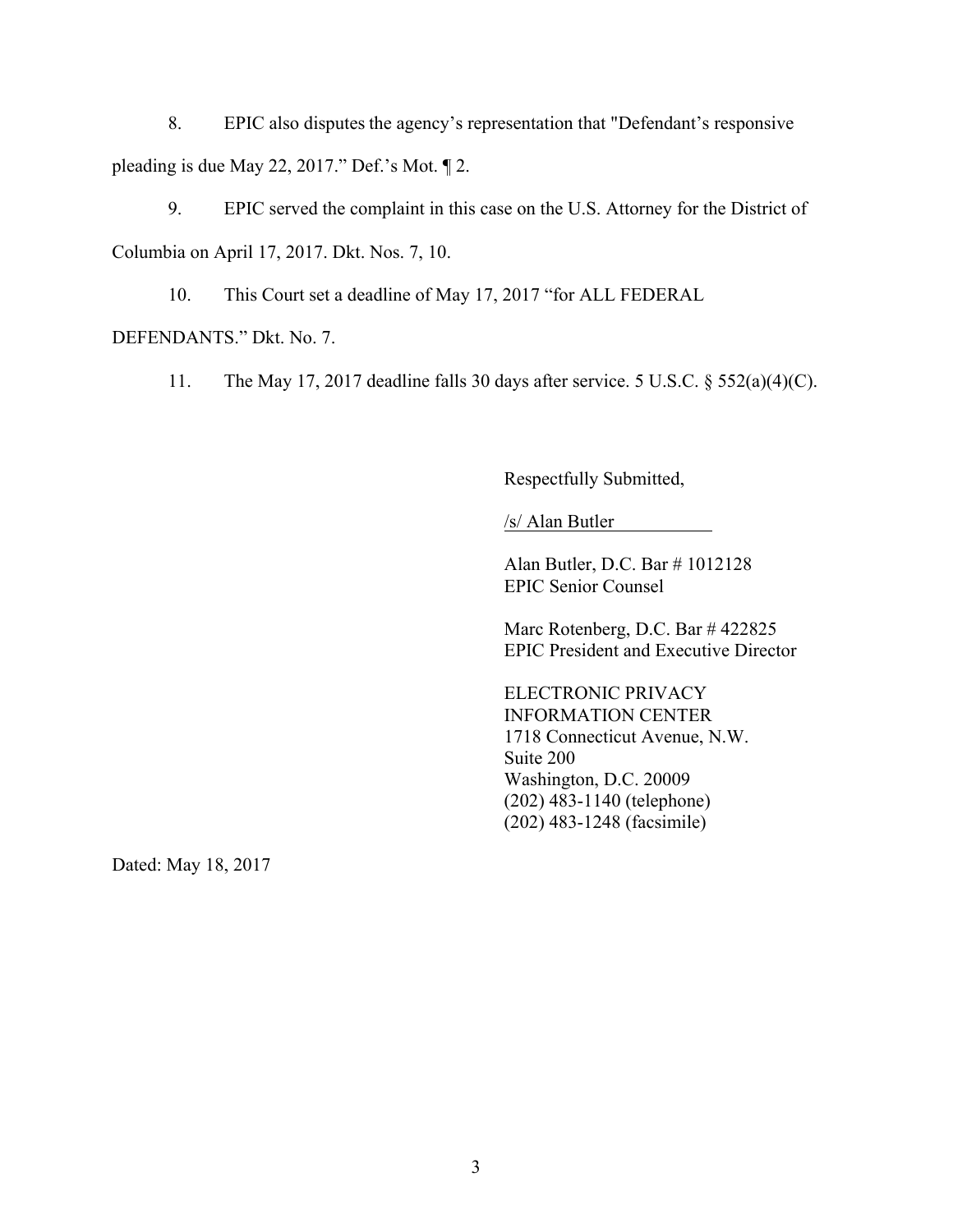8. EPIC also disputes the agency's representation that "Defendant's responsive pleading is due May 22, 2017." Def.'s Mot. ¶ 2.

9. EPIC served the complaint in this case on the U.S. Attorney for the District of Columbia on April 17, 2017. Dkt. Nos. 7, 10.

10. This Court set a deadline of May 17, 2017 "for ALL FEDERAL DEFENDANTS." Dkt. No. 7.

11. The May 17, 2017 deadline falls 30 days after service. 5 U.S.C. § 552(a)(4)(C).

Respectfully Submitted,

/s/ Alan Butler

Alan Butler, D.C. Bar # 1012128
EPIC Senior Counsel

Marc Rotenberg, D.C. Bar # 422825
EPIC President and Executive Director

ELECTRONIC PRIVACY
INFORMATION CENTER
1718 Connecticut Avenue, N.W.
Suite 200
Washington, D.C. 20009
(202) 483-1140 (telephone)
(202) 483-1248 (facsimile)

Dated: May 18, 2017